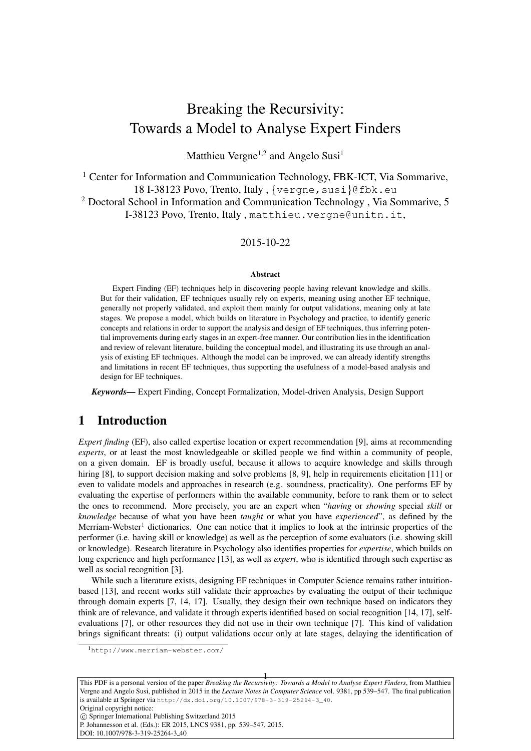# Breaking the Recursivity: Towards a Model to Analyse Expert Finders

Matthieu Vergne[1,2] and Angelo Susi[1]

[1] Center for Information and Communication Technology, FBK-ICT, Via Sommarive, 18 I-38123 Povo, Trento, Italy , {vergne,susi}@fbk.eu

[2] Doctoral School in Information and Communication Technology , Via Sommarive, 5 I-38123 Povo, Trento, Italy , matthieu.vergne@unitn.it,

2015-10-22

### Abstract

Expert Finding (EF) techniques help in discovering people having relevant knowledge and skills. But for their validation, EF techniques usually rely on experts, meaning using another EF technique, generally not properly validated, and exploit them mainly for output validations, meaning only at late stages. We propose a model, which builds on literature in Psychology and practice, to identify generic concepts and relations in order to support the analysis and design of EF techniques, thus inferring potential improvements during early stages in an expert-free manner. Our contribution lies in the identification and review of relevant literature, building the conceptual model, and illustrating its use through an analysis of existing EF techniques. Although the model can be improved, we can already identify strengths and limitations in recent EF techniques, thus supporting the usefulness of a model-based analysis and design for EF techniques.

***Keywords—*** Expert Finding, Concept Formalization, Model-driven Analysis, Design Support

## 1 Introduction

*Expert finding* (EF), also called expertise location or expert recommendation [9], aims at recommending *experts*, or at least the most knowledgeable or skilled people we find within a community of people, on a given domain. EF is broadly useful, because it allows to acquire knowledge and skills through hiring [8], to support decision making and solve problems [8, 9], help in requirements elicitation [11] or even to validate models and approaches in research (e.g. soundness, practicality). One performs EF by evaluating the expertise of performers within the available community, before to rank them or to select the ones to recommend. More precisely, you are an expert when "*having* or *showing* special *skill* or *knowledge* because of what you have been *taught* or what you have *experienced*", as defined by the Merriam-Webster[1] dictionaries. One can notice that it implies to look at the intrinsic properties of the performer (i.e. having skill or knowledge) as well as the perception of some evaluators (i.e. showing skill or knowledge). Research literature in Psychology also identifies properties for *expertise*, which builds on long experience and high performance [13], as well as *expert*, who is identified through such expertise as well as social recognition [3].

While such a literature exists, designing EF techniques in Computer Science remains rather intuition-based [13], and recent works still validate their approaches by evaluating the output of their technique through domain experts [7, 14, 17]. Usually, they design their own technique based on indicators they think are of relevance, and validate it through experts identified based on social recognition [14, 17], self-evaluations [7], or other resources they did not use in their own technique [7]. This kind of validation brings significant threats: (i) output validations occur only at late stages, delaying the identification of

[1] http://www.merriam-webster.com/

This PDF is a personal version of the paper *Breaking the Recursivity: Towards a Model to Analyse Expert Finders*, from Matthieu Vergne and Angelo Susi, published in 2015 in the *Lecture Notes in Computer Science* vol. 9381, pp 539–547. The final publication is available at Springer via http://dx.doi.org/10.1007/978-3-319-25264-3_40.
Original copyright notice:
© Springer International Publishing Switzerland 2015
P. Johannesson et al. (Eds.): ER 2015, LNCS 9381, pp. 539–547, 2015.
DOI: 10.1007/978-3-319-25264-3_40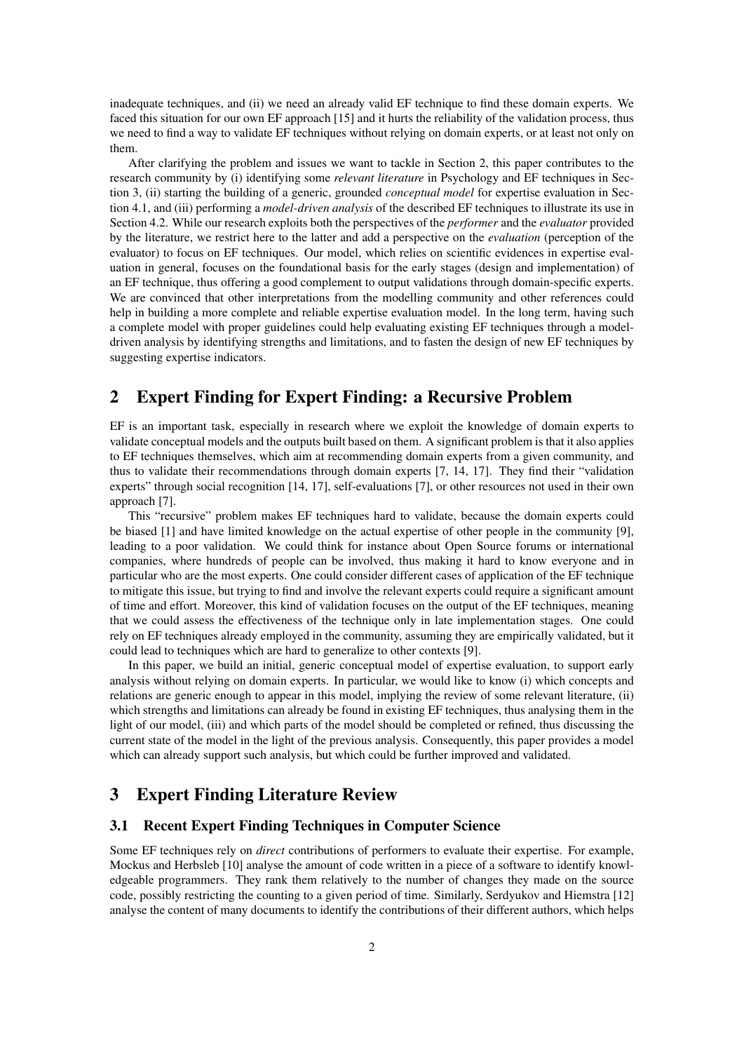inadequate techniques, and (ii) we need an already valid EF technique to find these domain experts. We faced this situation for our own EF approach [15] and it hurts the reliability of the validation process, thus we need to find a way to validate EF techniques without relying on domain experts, or at least not only on them.

After clarifying the problem and issues we want to tackle in Section 2, this paper contributes to the research community by (i) identifying some *relevant literature* in Psychology and EF techniques in Section 3, (ii) starting the building of a generic, grounded *conceptual model* for expertise evaluation in Section 4.1, and (iii) performing a *model-driven analysis* of the described EF techniques to illustrate its use in Section 4.2. While our research exploits both the perspectives of the *performer* and the *evaluator* provided by the literature, we restrict here to the latter and add a perspective on the *evaluation* (perception of the evaluator) to focus on EF techniques. Our model, which relies on scientific evidences in expertise evaluation in general, focuses on the foundational basis for the early stages (design and implementation) of an EF technique, thus offering a good complement to output validations through domain-specific experts. We are convinced that other interpretations from the modelling community and other references could help in building a more complete and reliable expertise evaluation model. In the long term, having such a complete model with proper guidelines could help evaluating existing EF techniques through a model-driven analysis by identifying strengths and limitations, and to fasten the design of new EF techniques by suggesting expertise indicators.

## 2 Expert Finding for Expert Finding: a Recursive Problem

EF is an important task, especially in research where we exploit the knowledge of domain experts to validate conceptual models and the outputs built based on them. A significant problem is that it also applies to EF techniques themselves, which aim at recommending domain experts from a given community, and thus to validate their recommendations through domain experts [7, 14, 17]. They find their "validation experts" through social recognition [14, 17], self-evaluations [7], or other resources not used in their own approach [7].

This "recursive" problem makes EF techniques hard to validate, because the domain experts could be biased [1] and have limited knowledge on the actual expertise of other people in the community [9], leading to a poor validation. We could think for instance about Open Source forums or international companies, where hundreds of people can be involved, thus making it hard to know everyone and in particular who are the most experts. One could consider different cases of application of the EF technique to mitigate this issue, but trying to find and involve the relevant experts could require a significant amount of time and effort. Moreover, this kind of validation focuses on the output of the EF techniques, meaning that we could assess the effectiveness of the technique only in late implementation stages. One could rely on EF techniques already employed in the community, assuming they are empirically validated, but it could lead to techniques which are hard to generalize to other contexts [9].

In this paper, we build an initial, generic conceptual model of expertise evaluation, to support early analysis without relying on domain experts. In particular, we would like to know (i) which concepts and relations are generic enough to appear in this model, implying the review of some relevant literature, (ii) which strengths and limitations can already be found in existing EF techniques, thus analysing them in the light of our model, (iii) and which parts of the model should be completed or refined, thus discussing the current state of the model in the light of the previous analysis. Consequently, this paper provides a model which can already support such analysis, but which could be further improved and validated.

## 3 Expert Finding Literature Review

### 3.1 Recent Expert Finding Techniques in Computer Science

Some EF techniques rely on *direct* contributions of performers to evaluate their expertise. For example, Mockus and Herbsleb [10] analyse the amount of code written in a piece of a software to identify knowledgeable programmers. They rank them relatively to the number of changes they made on the source code, possibly restricting the counting to a given period of time. Similarly, Serdyukov and Hiemstra [12] analyse the content of many documents to identify the contributions of their different authors, which helps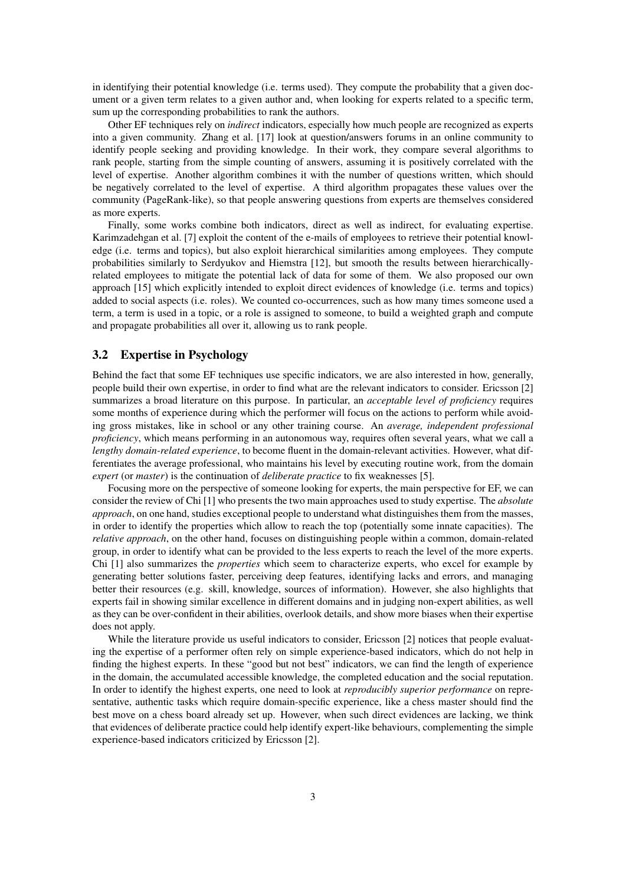in identifying their potential knowledge (i.e. terms used). They compute the probability that a given document or a given term relates to a given author and, when looking for experts related to a specific term, sum up the corresponding probabilities to rank the authors.

Other EF techniques rely on *indirect* indicators, especially how much people are recognized as experts into a given community. Zhang et al. [17] look at question/answers forums in an online community to identify people seeking and providing knowledge. In their work, they compare several algorithms to rank people, starting from the simple counting of answers, assuming it is positively correlated with the level of expertise. Another algorithm combines it with the number of questions written, which should be negatively correlated to the level of expertise. A third algorithm propagates these values over the community (PageRank-like), so that people answering questions from experts are themselves considered as more experts.

Finally, some works combine both indicators, direct as well as indirect, for evaluating expertise. Karimzadehgan et al. [7] exploit the content of the e-mails of employees to retrieve their potential knowledge (i.e. terms and topics), but also exploit hierarchical similarities among employees. They compute probabilities similarly to Serdyukov and Hiemstra [12], but smooth the results between hierarchically-related employees to mitigate the potential lack of data for some of them. We also proposed our own approach [15] which explicitly intended to exploit direct evidences of knowledge (i.e. terms and topics) added to social aspects (i.e. roles). We counted co-occurrences, such as how many times someone used a term, a term is used in a topic, or a role is assigned to someone, to build a weighted graph and compute and propagate probabilities all over it, allowing us to rank people.

## 3.2 Expertise in Psychology

Behind the fact that some EF techniques use specific indicators, we are also interested in how, generally, people build their own expertise, in order to find what are the relevant indicators to consider. Ericsson [2] summarizes a broad literature on this purpose. In particular, an *acceptable level of proficiency* requires some months of experience during which the performer will focus on the actions to perform while avoiding gross mistakes, like in school or any other training course. An *average, independent professional proficiency*, which means performing in an autonomous way, requires often several years, what we call a *lengthy domain-related experience*, to become fluent in the domain-relevant activities. However, what differentiates the average professional, who maintains his level by executing routine work, from the domain *expert* (or *master*) is the continuation of *deliberate practice* to fix weaknesses [5].

Focusing more on the perspective of someone looking for experts, the main perspective for EF, we can consider the review of Chi [1] who presents the two main approaches used to study expertise. The *absolute approach*, on one hand, studies exceptional people to understand what distinguishes them from the masses, in order to identify the properties which allow to reach the top (potentially some innate capacities). The *relative approach*, on the other hand, focuses on distinguishing people within a common, domain-related group, in order to identify what can be provided to the less experts to reach the level of the more experts. Chi [1] also summarizes the *properties* which seem to characterize experts, who excel for example by generating better solutions faster, perceiving deep features, identifying lacks and errors, and managing better their resources (e.g. skill, knowledge, sources of information). However, she also highlights that experts fail in showing similar excellence in different domains and in judging non-expert abilities, as well as they can be over-confident in their abilities, overlook details, and show more biases when their expertise does not apply.

While the literature provide us useful indicators to consider, Ericsson [2] notices that people evaluating the expertise of a performer often rely on simple experience-based indicators, which do not help in finding the highest experts. In these "good but not best" indicators, we can find the length of experience in the domain, the accumulated accessible knowledge, the completed education and the social reputation. In order to identify the highest experts, one need to look at *reproducibly superior performance* on representative, authentic tasks which require domain-specific experience, like a chess master should find the best move on a chess board already set up. However, when such direct evidences are lacking, we think that evidences of deliberate practice could help identify expert-like behaviours, complementing the simple experience-based indicators criticized by Ericsson [2].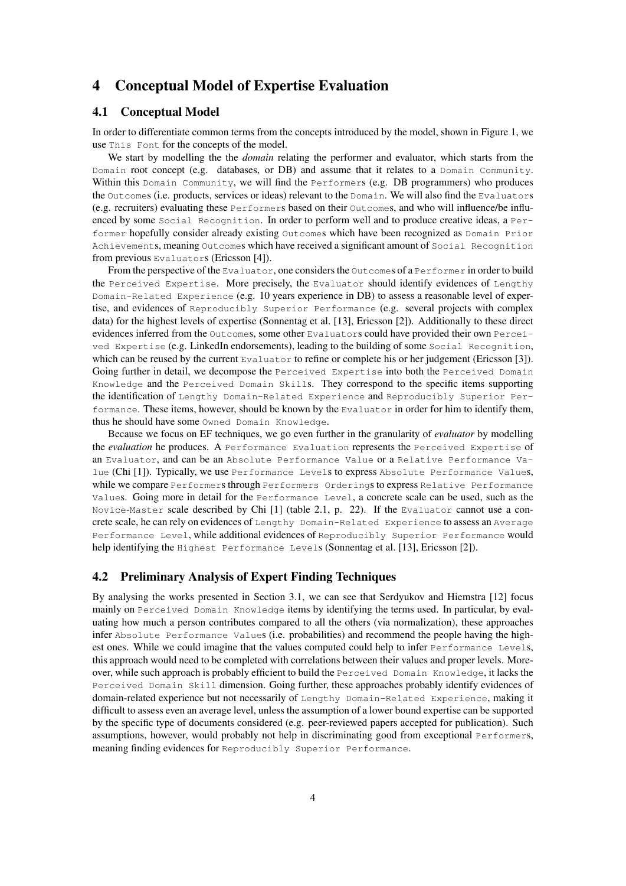# 4 Conceptual Model of Expertise Evaluation

## 4.1 Conceptual Model

In order to differentiate common terms from the concepts introduced by the model, shown in Figure 1, we use `This Font` for the concepts of the model.

We start by modelling the the *domain* relating the performer and evaluator, which starts from the `Domain` root concept (e.g. databases, or DB) and assume that it relates to a `Domain Community`. Within this `Domain Community`, we will find the `Performer`s (e.g. DB programmers) who produces the `Outcome`s (i.e. products, services or ideas) relevant to the `Domain`. We will also find the `Evaluator`s (e.g. recruiters) evaluating these `Performer`s based on their `Outcome`s, and who will influence/be influenced by some `Social Recognition`. In order to perform well and to produce creative ideas, a `Performer` hopefully consider already existing `Outcome`s which have been recognized as `Domain Prior Achievement`s, meaning `Outcome`s which have received a significant amount of `Social Recognition` from previous `Evaluator`s (Ericsson [4]).

From the perspective of the `Evaluator`, one considers the `Outcome`s of a `Performer` in order to build the `Perceived Expertise`. More precisely, the `Evaluator` should identify evidences of `Lengthy Domain-Related Experience` (e.g. 10 years experience in DB) to assess a reasonable level of expertise, and evidences of `Reproducibly Superior Performance` (e.g. several projects with complex data) for the highest levels of expertise (Sonnentag et al. [13], Ericsson [2]). Additionally to these direct evidences inferred from the `Outcome`s, some other `Evaluator`s could have provided their own `Perceived Expertise` (e.g. LinkedIn endorsements), leading to the building of some `Social Recognition`, which can be reused by the current `Evaluator` to refine or complete his or her judgement (Ericsson [3]). Going further in detail, we decompose the `Perceived Expertise` into both the `Perceived Domain Knowledge` and the `Perceived Domain Skill`s. They correspond to the specific items supporting the identification of `Lengthy Domain-Related Experience` and `Reproducibly Superior Performance`. These items, however, should be known by the `Evaluator` in order for him to identify them, thus he should have some `Owned Domain Knowledge`.

Because we focus on EF techniques, we go even further in the granularity of *evaluator* by modelling the *evaluation* he produces. A `Performance Evaluation` represents the `Perceived Expertise` of an `Evaluator`, and can be an `Absolute Performance Value` or a `Relative Performance Value` (Chi [1]). Typically, we use `Performance Level`s to express `Absolute Performance Value`s, while we compare `Performer`s through `Performers Ordering`s to express `Relative Performance Value`s. Going more in detail for the `Performance Level`, a concrete scale can be used, such as the `Novice`-`Master` scale described by Chi [1] (table 2.1, p. 22). If the `Evaluator` cannot use a concrete scale, he can rely on evidences of `Lengthy Domain-Related Experience` to assess an `Average Performance Level`, while additional evidences of `Reproducibly Superior Performance` would help identifying the `Highest Performance Level`s (Sonnentag et al. [13], Ericsson [2]).

## 4.2 Preliminary Analysis of Expert Finding Techniques

By analysing the works presented in Section 3.1, we can see that Serdyukov and Hiemstra [12] focus mainly on `Perceived Domain Knowledge` items by identifying the terms used. In particular, by evaluating how much a person contributes compared to all the others (via normalization), these approaches infer `Absolute Performance Value`s (i.e. probabilities) and recommend the people having the highest ones. While we could imagine that the values computed could help to infer `Performance Level`s, this approach would need to be completed with correlations between their values and proper levels. Moreover, while such approach is probably efficient to build the `Perceived Domain Knowledge`, it lacks the `Perceived Domain Skill` dimension. Going further, these approaches probably identify evidences of domain-related experience but not necessarily of `Lengthy Domain-Related Experience`, making it difficult to assess even an average level, unless the assumption of a lower bound expertise can be supported by the specific type of documents considered (e.g. peer-reviewed papers accepted for publication). Such assumptions, however, would probably not help in discriminating good from exceptional `Performer`s, meaning finding evidences for `Reproducibly Superior Performance`.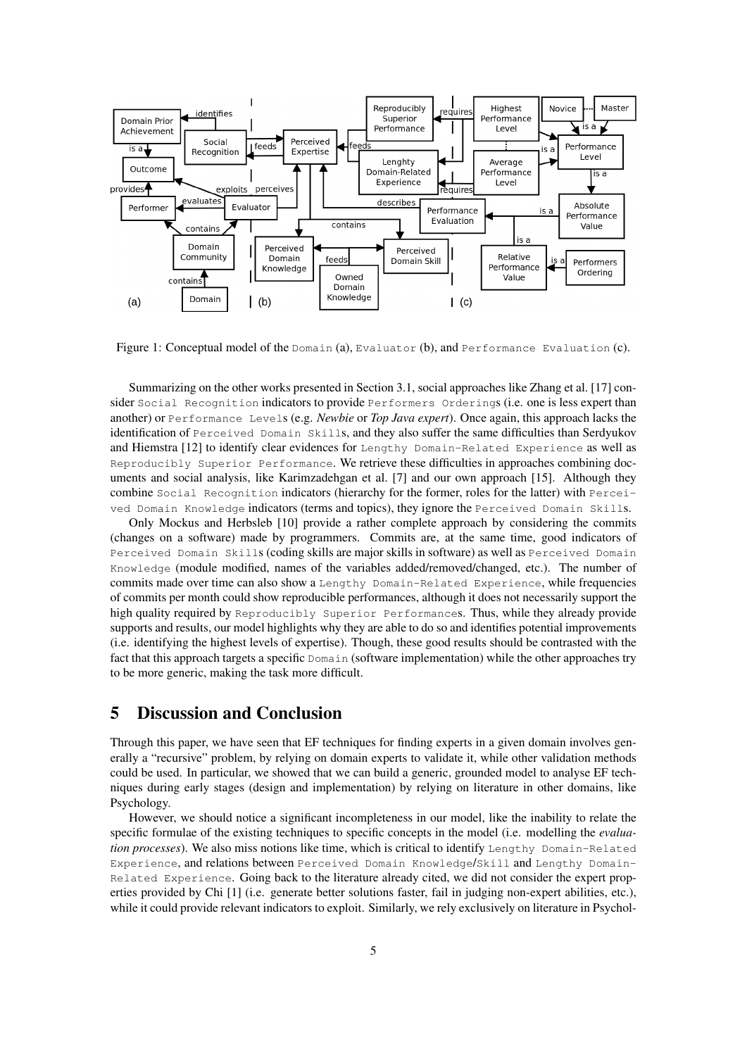Figure 1: Conceptual model of the `Domain` (a), `Evaluator` (b), and `Performance Evaluation` (c).

Summarizing on the other works presented in Section 3.1, social approaches like Zhang et al. [17] consider `Social Recognition` indicators to provide `Performers Ordering`s (i.e. one is less expert than another) or `Performance Level`s (e.g. *Newbie* or *Top Java expert*). Once again, this approach lacks the identification of `Perceived Domain Skill`s, and they also suffer the same difficulties than Serdyukov and Hiemstra [12] to identify clear evidences for `Lengthy Domain-Related Experience` as well as `Reproducibly Superior Performance`. We retrieve these difficulties in approaches combining documents and social analysis, like Karimzadehgan et al. [7] and our own approach [15]. Although they combine `Social Recognition` indicators (hierarchy for the former, roles for the latter) with `Perceived Domain Knowledge` indicators (terms and topics), they ignore the `Perceived Domain Skill`s.

Only Mockus and Herbsleb [10] provide a rather complete approach by considering the commits (changes on a software) made by programmers. Commits are, at the same time, good indicators of `Perceived Domain Skill`s (coding skills are major skills in software) as well as `Perceived Domain Knowledge` (module modified, names of the variables added/removed/changed, etc.). The number of commits made over time can also show a `Lengthy Domain-Related Experience`, while frequencies of commits per month could show reproducible performances, although it does not necessarily support the high quality required by `Reproducibly Superior Performance`s. Thus, while they already provide supports and results, our model highlights why they are able to do so and identifies potential improvements (i.e. identifying the highest levels of expertise). Though, these good results should be contrasted with the fact that this approach targets a specific `Domain` (software implementation) while the other approaches try to be more generic, making the task more difficult.

# 5 Discussion and Conclusion

Through this paper, we have seen that EF techniques for finding experts in a given domain involves generally a "recursive" problem, by relying on domain experts to validate it, while other validation methods could be used. In particular, we showed that we can build a generic, grounded model to analyse EF techniques during early stages (design and implementation) by relying on literature in other domains, like Psychology.

However, we should notice a significant incompleteness in our model, like the inability to relate the specific formulae of the existing techniques to specific concepts in the model (i.e. modelling the *evaluation processes*). We also miss notions like time, which is critical to identify `Lengthy Domain-Related Experience`, and relations between `Perceived Domain Knowledge`/`Skill` and `Lengthy Domain-Related Experience`. Going back to the literature already cited, we did not consider the expert properties provided by Chi [1] (i.e. generate better solutions faster, fail in judging non-expert abilities, etc.), while it could provide relevant indicators to exploit. Similarly, we rely exclusively on literature in Psychol-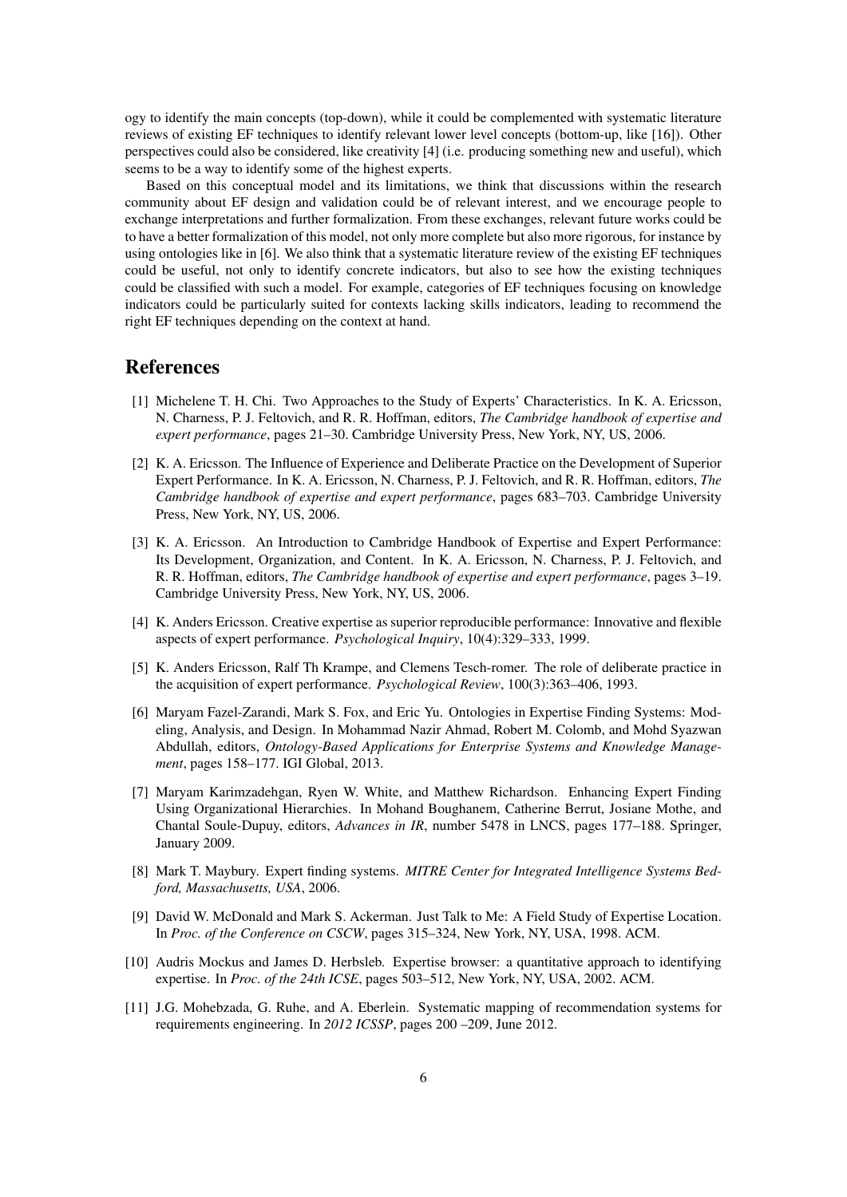ogy to identify the main concepts (top-down), while it could be complemented with systematic literature reviews of existing EF techniques to identify relevant lower level concepts (bottom-up, like [16]). Other perspectives could also be considered, like creativity [4] (i.e. producing something new and useful), which seems to be a way to identify some of the highest experts.

Based on this conceptual model and its limitations, we think that discussions within the research community about EF design and validation could be of relevant interest, and we encourage people to exchange interpretations and further formalization. From these exchanges, relevant future works could be to have a better formalization of this model, not only more complete but also more rigorous, for instance by using ontologies like in [6]. We also think that a systematic literature review of the existing EF techniques could be useful, not only to identify concrete indicators, but also to see how the existing techniques could be classified with such a model. For example, categories of EF techniques focusing on knowledge indicators could be particularly suited for contexts lacking skills indicators, leading to recommend the right EF techniques depending on the context at hand.

## References

[1] Michelene T. H. Chi. Two Approaches to the Study of Experts' Characteristics. In K. A. Ericsson, N. Charness, P. J. Feltovich, and R. R. Hoffman, editors, *The Cambridge handbook of expertise and expert performance*, pages 21–30. Cambridge University Press, New York, NY, US, 2006.

[2] K. A. Ericsson. The Influence of Experience and Deliberate Practice on the Development of Superior Expert Performance. In K. A. Ericsson, N. Charness, P. J. Feltovich, and R. R. Hoffman, editors, *The Cambridge handbook of expertise and expert performance*, pages 683–703. Cambridge University Press, New York, NY, US, 2006.

[3] K. A. Ericsson. An Introduction to Cambridge Handbook of Expertise and Expert Performance: Its Development, Organization, and Content. In K. A. Ericsson, N. Charness, P. J. Feltovich, and R. R. Hoffman, editors, *The Cambridge handbook of expertise and expert performance*, pages 3–19. Cambridge University Press, New York, NY, US, 2006.

[4] K. Anders Ericsson. Creative expertise as superior reproducible performance: Innovative and flexible aspects of expert performance. *Psychological Inquiry*, 10(4):329–333, 1999.

[5] K. Anders Ericsson, Ralf Th Krampe, and Clemens Tesch-romer. The role of deliberate practice in the acquisition of expert performance. *Psychological Review*, 100(3):363–406, 1993.

[6] Maryam Fazel-Zarandi, Mark S. Fox, and Eric Yu. Ontologies in Expertise Finding Systems: Modeling, Analysis, and Design. In Mohammad Nazir Ahmad, Robert M. Colomb, and Mohd Syazwan Abdullah, editors, *Ontology-Based Applications for Enterprise Systems and Knowledge Management*, pages 158–177. IGI Global, 2013.

[7] Maryam Karimzadehgan, Ryen W. White, and Matthew Richardson. Enhancing Expert Finding Using Organizational Hierarchies. In Mohand Boughanem, Catherine Berrut, Josiane Mothe, and Chantal Soule-Dupuy, editors, *Advances in IR*, number 5478 in LNCS, pages 177–188. Springer, January 2009.

[8] Mark T. Maybury. Expert finding systems. *MITRE Center for Integrated Intelligence Systems Bedford, Massachusetts, USA*, 2006.

[9] David W. McDonald and Mark S. Ackerman. Just Talk to Me: A Field Study of Expertise Location. In *Proc. of the Conference on CSCW*, pages 315–324, New York, NY, USA, 1998. ACM.

[10] Audris Mockus and James D. Herbsleb. Expertise browser: a quantitative approach to identifying expertise. In *Proc. of the 24th ICSE*, pages 503–512, New York, NY, USA, 2002. ACM.

[11] J.G. Mohebzada, G. Ruhe, and A. Eberlein. Systematic mapping of recommendation systems for requirements engineering. In *2012 ICSSP*, pages 200 –209, June 2012.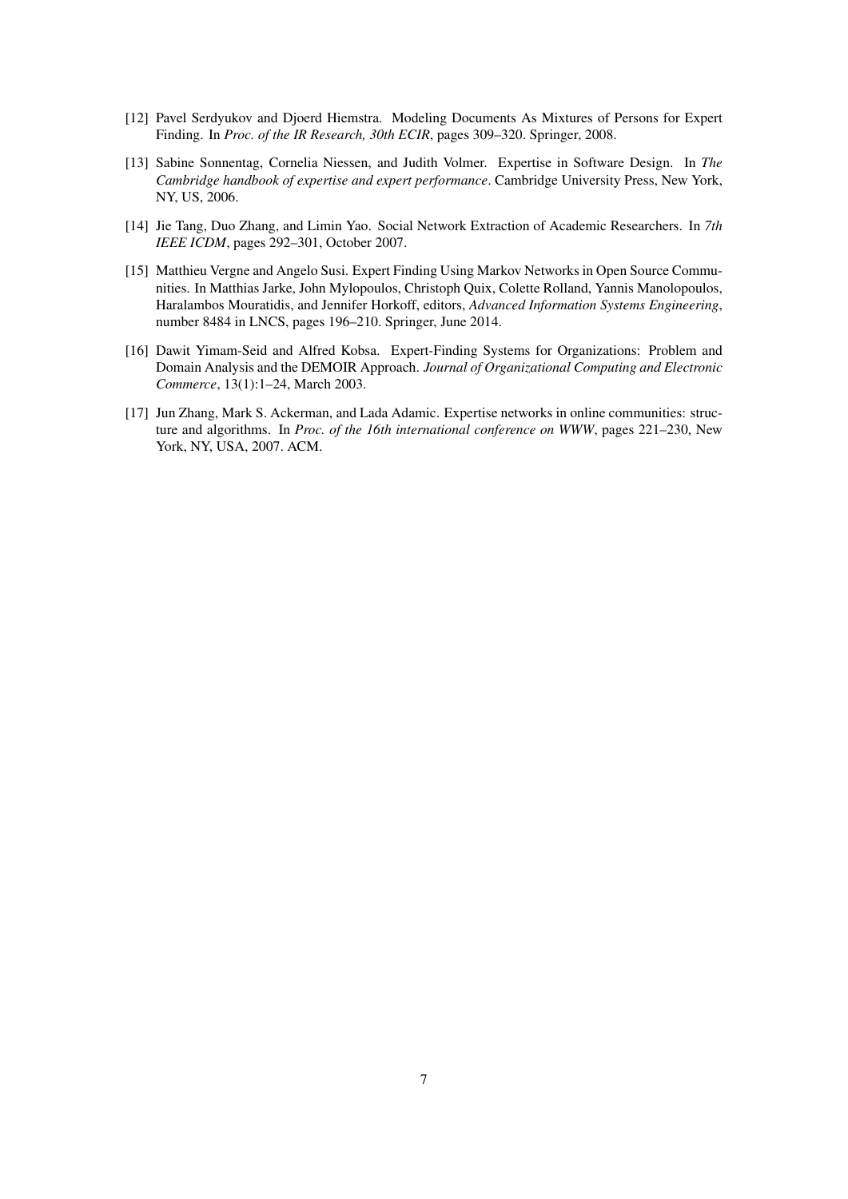[12] Pavel Serdyukov and Djoerd Hiemstra. Modeling Documents As Mixtures of Persons for Expert Finding. In *Proc. of the IR Research, 30th ECIR*, pages 309–320. Springer, 2008.

[13] Sabine Sonnentag, Cornelia Niessen, and Judith Volmer. Expertise in Software Design. In *The Cambridge handbook of expertise and expert performance*. Cambridge University Press, New York, NY, US, 2006.

[14] Jie Tang, Duo Zhang, and Limin Yao. Social Network Extraction of Academic Researchers. In *7th IEEE ICDM*, pages 292–301, October 2007.

[15] Matthieu Vergne and Angelo Susi. Expert Finding Using Markov Networks in Open Source Communities. In Matthias Jarke, John Mylopoulos, Christoph Quix, Colette Rolland, Yannis Manolopoulos, Haralambos Mouratidis, and Jennifer Horkoff, editors, *Advanced Information Systems Engineering*, number 8484 in LNCS, pages 196–210. Springer, June 2014.

[16] Dawit Yimam-Seid and Alfred Kobsa. Expert-Finding Systems for Organizations: Problem and Domain Analysis and the DEMOIR Approach. *Journal of Organizational Computing and Electronic Commerce*, 13(1):1–24, March 2003.

[17] Jun Zhang, Mark S. Ackerman, and Lada Adamic. Expertise networks in online communities: structure and algorithms. In *Proc. of the 16th international conference on WWW*, pages 221–230, New York, NY, USA, 2007. ACM.